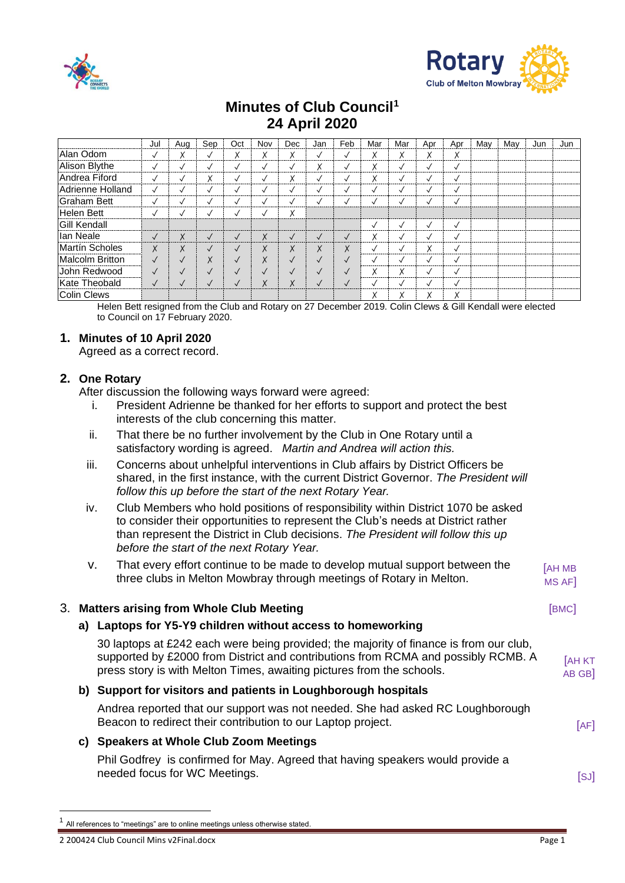# Minutes of Club Council[1]
# 24 April 2020

| | Jul | Aug | Sep | Oct | Nov | Dec | Jan | Feb | Mar | Mar | Apr | Apr | May | May | Jun | Jun |
|---|---|---|---|---|---|---|---|---|---|---|---|---|---|---|---|---|
| Alan Odom | ✓ | ✗ | ✓ | ✗ | ✗ | ✗ | ✓ | ✓ | ✗ | ✗ | ✗ | ✗ | | | | |
| Alison Blythe | ✓ | ✓ | ✓ | ✓ | ✓ | ✓ | ✗ | ✓ | ✗ | ✓ | ✓ | ✓ | | | | |
| Andrea Fiford | ✓ | ✓ | ✗ | ✓ | ✓ | ✗ | ✓ | ✓ | ✗ | ✓ | ✓ | ✓ | | | | |
| Adrienne Holland | ✓ | ✓ | ✓ | ✓ | ✓ | ✓ | ✓ | ✓ | ✓ | ✓ | ✓ | ✓ | | | | |
| Graham Bett | ✓ | ✓ | ✓ | ✓ | ✓ | ✓ | ✓ | ✓ | ✓ | ✓ | ✓ | ✓ | | | | |
| Helen Bett | ✓ | ✓ | ✓ | ✓ | ✓ | ✗ | | | | | | | | | | |
| Gill Kendall | | | | | | | | | ✓ | ✓ | ✓ | ✓ | | | | |
| Ian Neale | ✓ | ✗ | ✓ | ✓ | ✗ | ✓ | ✓ | ✓ | ✗ | ✓ | ✓ | ✓ | | | | |
| Martín Scholes | ✗ | ✗ | ✓ | ✓ | ✗ | ✗ | ✗ | ✗ | ✓ | ✓ | ✗ | ✓ | | | | |
| Malcolm Britton | ✓ | ✓ | ✗ | ✓ | ✗ | ✓ | ✓ | ✓ | ✓ | ✓ | ✓ | ✓ | | | | |
| John Redwood | ✓ | ✓ | ✓ | ✓ | ✓ | ✓ | ✓ | ✓ | ✗ | ✗ | ✓ | ✓ | | | | |
| Kate Theobald | ✓ | ✓ | ✓ | ✓ | ✗ | ✗ | ✓ | ✓ | ✓ | ✓ | ✓ | ✓ | | | | |
| Colin Clews | | | | | | | | | ✗ | ✗ | ✗ | ✗ | | | | |

Helen Bett resigned from the Club and Rotary on 27 December 2019. Colin Clews & Gill Kendall were elected to Council on 17 February 2020.

## 1. Minutes of 10 April 2020

Agreed as a correct record.

## 2. One Rotary

After discussion the following ways forward were agreed:

i. President Adrienne be thanked for her efforts to support and protect the best interests of the club concerning this matter.

ii. That there be no further involvement by the Club in One Rotary until a satisfactory wording is agreed. *Martin and Andrea will action this.*

iii. Concerns about unhelpful interventions in Club affairs by District Officers be shared, in the first instance, with the current District Governor. *The President will follow this up before the start of the next Rotary Year.*

iv. Club Members who hold positions of responsibility within District 1070 be asked to consider their opportunities to represent the Club's needs at District rather than represent the District in Club decisions. *The President will follow this up before the start of the next Rotary Year.*

v. That every effort continue to be made to develop mutual support between the three clubs in Melton Mowbray through meetings of Rotary in Melton. [AH MB MS AF]

## 3. Matters arising from Whole Club Meeting [BMC]

### a) Laptops for Y5-Y9 children without access to homeworking

30 laptops at £242 each were being provided; the majority of finance is from our club, supported by £2000 from District and contributions from RCMA and possibly RCMB. A press story is with Melton Times, awaiting pictures from the schools. [AH KT AB GB]

### b) Support for visitors and patients in Loughborough hospitals

Andrea reported that our support was not needed. She had asked RC Loughborough Beacon to redirect their contribution to our Laptop project. [AF]

### c) Speakers at Whole Club Zoom Meetings

Phil Godfrey is confirmed for May. Agreed that having speakers would provide a needed focus for WC Meetings. [SJ]

[1] All references to "meetings" are to online meetings unless otherwise stated.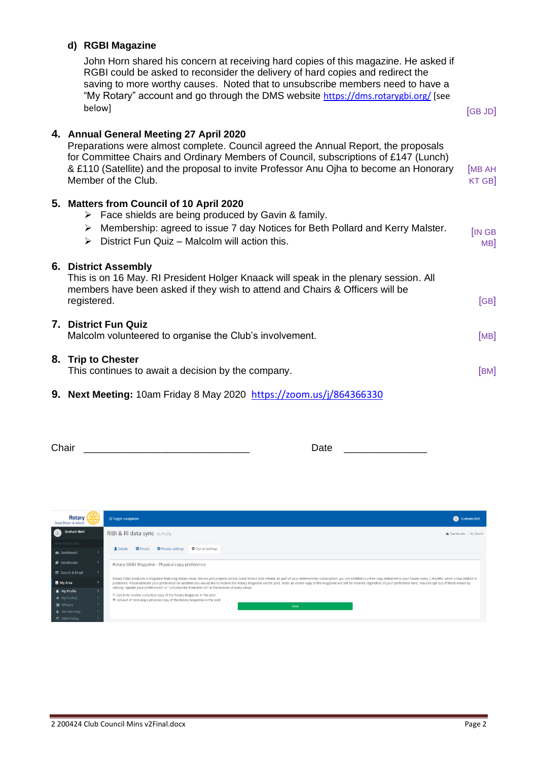**d) RGBI Magazine**

John Horn shared his concern at receiving hard copies of this magazine. He asked if RGBI could be asked to reconsider the delivery of hard copies and redirect the saving to more worthy causes. Noted that to unsubscribe members need to have a "My Rotary" account and go through the DMS website https://dms.rotarygbi.org/ [see below] [GB JD]

**4. Annual General Meeting 27 April 2020**

Preparations were almost complete. Council agreed the Annual Report, the proposals for Committee Chairs and Ordinary Members of Council, subscriptions of £147 (Lunch) & £110 (Satellite) and the proposal to invite Professor Anu Ojha to become an Honorary Member of the Club. [MB AH KT GB]

**5. Matters from Council of 10 April 2020**

- Face shields are being produced by Gavin & family.
- Membership: agreed to issue 7 day Notices for Beth Pollard and Kerry Malster.
- District Fun Quiz – Malcolm will action this.

[IN GB MB]

**6. District Assembly**

This is on 16 May. RI President Holger Knaack will speak in the plenary session. All members have been asked if they wish to attend and Chairs & Officers will be registered. [GB]

**7. District Fun Quiz**

Malcolm volunteered to organise the Club's involvement. [MB]

**8. Trip to Chester**

This continues to await a decision by the company. [BM]

**9. Next Meeting:** 10am Friday 8 May 2020 https://zoom.us/j/864366330

Chair ______________________________ Date _______________

Rotary Great Britain & Ireland

Toggle navigation | Graham Bett

RIBI & RI data sync My Profile

Details | Emails | Privacy settings | Opt-in settings

Rotary GB&I Magazine - Physical copy preference

Rotary GB&I produces a magazine featuring Rotary news, stories and projects across Great Britain and Ireland. As part of your membership subscription, you are entitled to a free copy delivered to your house every 2 months, when a new edition is published. Please indicate your preference on whether you would like to receive the Rotary Magazine via the post. Note: an online copy of the magazine will still be emailed regardless of your preference here. You can opt out of those emails by clicking "update your preferences" or "unsubscribe from this list" at the bottom of every email.

- Opt-in to receive a physical copy of the Rotary Magazine in the post
- Opt-out of receiving a physical copy of the Rotary Magazine in the post

Save